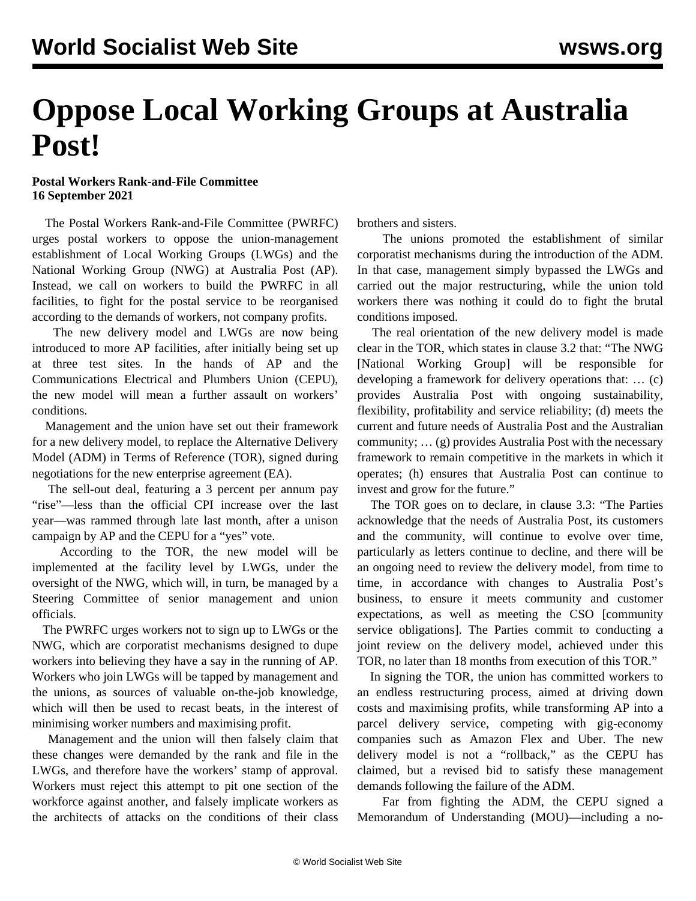# Oppose Local Working Groups at Australia Post!

**Postal Workers Rank-and-File Committee**
**16 September 2021**

The Postal Workers Rank-and-File Committee (PWRFC) urges postal workers to oppose the union-management establishment of Local Working Groups (LWGs) and the National Working Group (NWG) at Australia Post (AP). Instead, we call on workers to build the PWRFC in all facilities, to fight for the postal service to be reorganised according to the demands of workers, not company profits.

The new delivery model and LWGs are now being introduced to more AP facilities, after initially being set up at three test sites. In the hands of AP and the Communications Electrical and Plumbers Union (CEPU), the new model will mean a further assault on workers' conditions.

Management and the union have set out their framework for a new delivery model, to replace the Alternative Delivery Model (ADM) in Terms of Reference (TOR), signed during negotiations for the new enterprise agreement (EA).

The sell-out deal, featuring a 3 percent per annum pay "rise"—less than the official CPI increase over the last year—was rammed through late last month, after a unison campaign by AP and the CEPU for a "yes" vote.

According to the TOR, the new model will be implemented at the facility level by LWGs, under the oversight of the NWG, which will, in turn, be managed by a Steering Committee of senior management and union officials.

The PWRFC urges workers not to sign up to LWGs or the NWG, which are corporatist mechanisms designed to dupe workers into believing they have a say in the running of AP. Workers who join LWGs will be tapped by management and the unions, as sources of valuable on-the-job knowledge, which will then be used to recast beats, in the interest of minimising worker numbers and maximising profit.

Management and the union will then falsely claim that these changes were demanded by the rank and file in the LWGs, and therefore have the workers' stamp of approval. Workers must reject this attempt to pit one section of the workforce against another, and falsely implicate workers as the architects of attacks on the conditions of their class brothers and sisters.

The unions promoted the establishment of similar corporatist mechanisms during the introduction of the ADM. In that case, management simply bypassed the LWGs and carried out the major restructuring, while the union told workers there was nothing it could do to fight the brutal conditions imposed.

The real orientation of the new delivery model is made clear in the TOR, which states in clause 3.2 that: "The NWG [National Working Group] will be responsible for developing a framework for delivery operations that: … (c) provides Australia Post with ongoing sustainability, flexibility, profitability and service reliability; (d) meets the current and future needs of Australia Post and the Australian community; … (g) provides Australia Post with the necessary framework to remain competitive in the markets in which it operates; (h) ensures that Australia Post can continue to invest and grow for the future."

The TOR goes on to declare, in clause 3.3: "The Parties acknowledge that the needs of Australia Post, its customers and the community, will continue to evolve over time, particularly as letters continue to decline, and there will be an ongoing need to review the delivery model, from time to time, in accordance with changes to Australia Post's business, to ensure it meets community and customer expectations, as well as meeting the CSO [community service obligations]. The Parties commit to conducting a joint review on the delivery model, achieved under this TOR, no later than 18 months from execution of this TOR."

In signing the TOR, the union has committed workers to an endless restructuring process, aimed at driving down costs and maximising profits, while transforming AP into a parcel delivery service, competing with gig-economy companies such as Amazon Flex and Uber. The new delivery model is not a "rollback," as the CEPU has claimed, but a revised bid to satisfy these management demands following the failure of the ADM.

Far from fighting the ADM, the CEPU signed a Memorandum of Understanding (MOU)—including a no-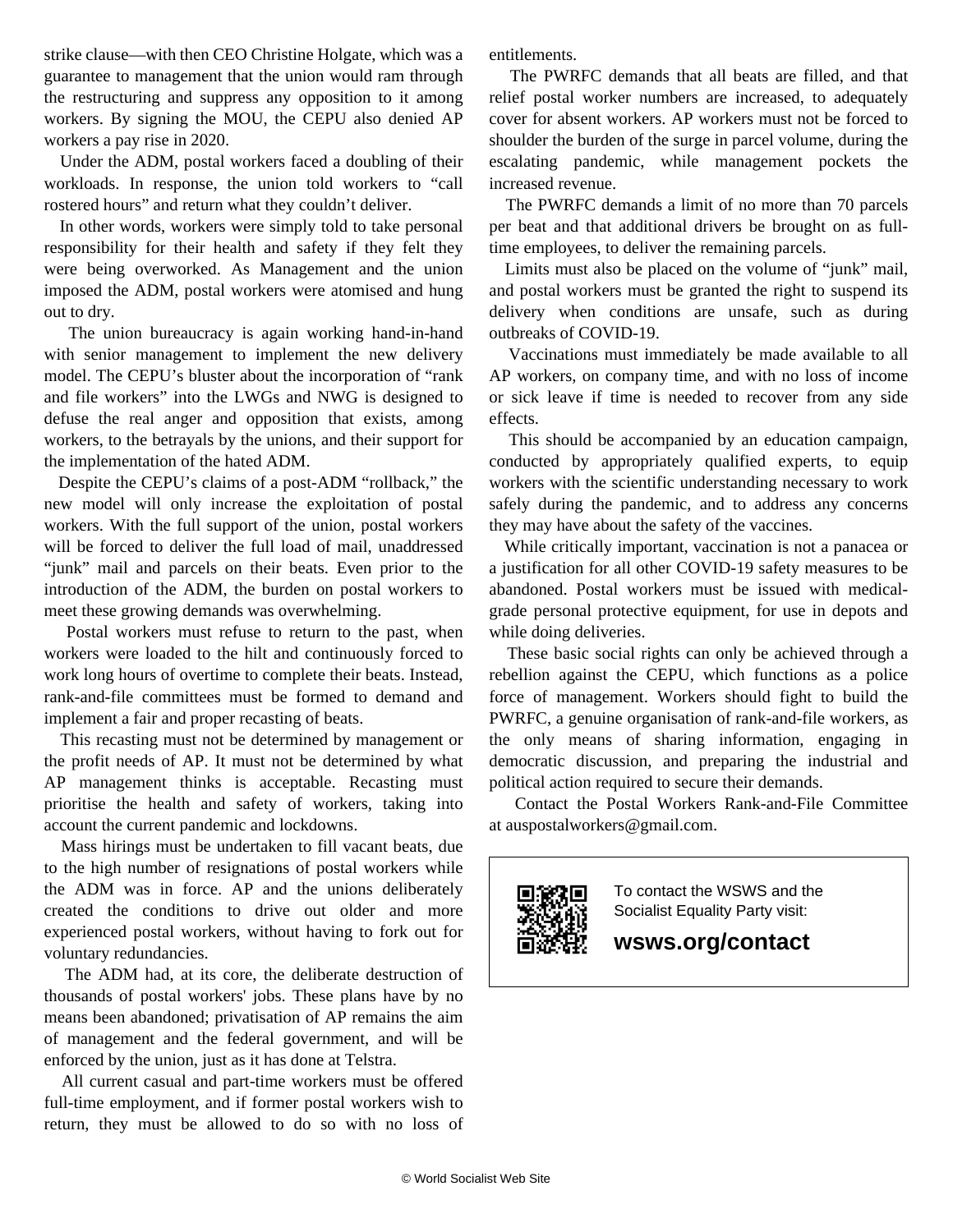strike clause—with then CEO Christine Holgate, which was a guarantee to management that the union would ram through the restructuring and suppress any opposition to it among workers. By signing the MOU, the CEPU also denied AP workers a pay rise in 2020.

Under the ADM, postal workers faced a doubling of their workloads. In response, the union told workers to "call rostered hours" and return what they couldn't deliver.

In other words, workers were simply told to take personal responsibility for their health and safety if they felt they were being overworked. As Management and the union imposed the ADM, postal workers were atomised and hung out to dry.

The union bureaucracy is again working hand-in-hand with senior management to implement the new delivery model. The CEPU's bluster about the incorporation of "rank and file workers" into the LWGs and NWG is designed to defuse the real anger and opposition that exists, among workers, to the betrayals by the unions, and their support for the implementation of the hated ADM.

Despite the CEPU's claims of a post-ADM "rollback," the new model will only increase the exploitation of postal workers. With the full support of the union, postal workers will be forced to deliver the full load of mail, unaddressed "junk" mail and parcels on their beats. Even prior to the introduction of the ADM, the burden on postal workers to meet these growing demands was overwhelming.

Postal workers must refuse to return to the past, when workers were loaded to the hilt and continuously forced to work long hours of overtime to complete their beats. Instead, rank-and-file committees must be formed to demand and implement a fair and proper recasting of beats.

This recasting must not be determined by management or the profit needs of AP. It must not be determined by what AP management thinks is acceptable. Recasting must prioritise the health and safety of workers, taking into account the current pandemic and lockdowns.

Mass hirings must be undertaken to fill vacant beats, due to the high number of resignations of postal workers while the ADM was in force. AP and the unions deliberately created the conditions to drive out older and more experienced postal workers, without having to fork out for voluntary redundancies.

The ADM had, at its core, the deliberate destruction of thousands of postal workers' jobs. These plans have by no means been abandoned; privatisation of AP remains the aim of management and the federal government, and will be enforced by the union, just as it has done at Telstra.

All current casual and part-time workers must be offered full-time employment, and if former postal workers wish to return, they must be allowed to do so with no loss of entitlements.

The PWRFC demands that all beats are filled, and that relief postal worker numbers are increased, to adequately cover for absent workers. AP workers must not be forced to shoulder the burden of the surge in parcel volume, during the escalating pandemic, while management pockets the increased revenue.

The PWRFC demands a limit of no more than 70 parcels per beat and that additional drivers be brought on as full-time employees, to deliver the remaining parcels.

Limits must also be placed on the volume of "junk" mail, and postal workers must be granted the right to suspend its delivery when conditions are unsafe, such as during outbreaks of COVID-19.

Vaccinations must immediately be made available to all AP workers, on company time, and with no loss of income or sick leave if time is needed to recover from any side effects.

This should be accompanied by an education campaign, conducted by appropriately qualified experts, to equip workers with the scientific understanding necessary to work safely during the pandemic, and to address any concerns they may have about the safety of the vaccines.

While critically important, vaccination is not a panacea or a justification for all other COVID-19 safety measures to be abandoned. Postal workers must be issued with medical-grade personal protective equipment, for use in depots and while doing deliveries.

These basic social rights can only be achieved through a rebellion against the CEPU, which functions as a police force of management. Workers should fight to build the PWRFC, a genuine organisation of rank-and-file workers, as the only means of sharing information, engaging in democratic discussion, and preparing the industrial and political action required to secure their demands.

Contact the Postal Workers Rank-and-File Committee at auspostalworkers@gmail.com.

To contact the WSWS and the Socialist Equality Party visit:

**wsws.org/contact**